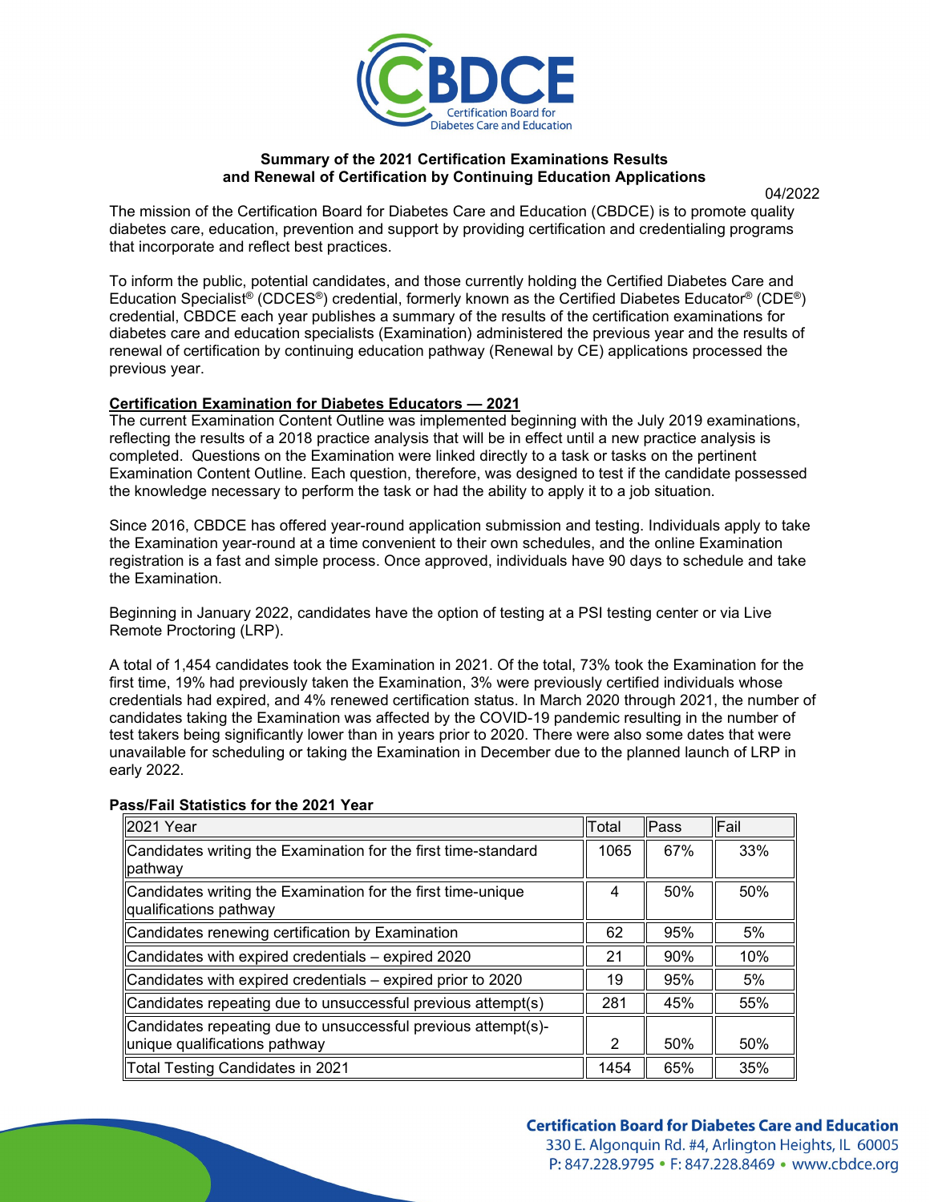**Summary of the 2021 Certification Examinations Results and Renewal of Certification by Continuing Education Applications**

04/2022

The mission of the Certification Board for Diabetes Care and Education (CBDCE) is to promote quality diabetes care, education, prevention and support by providing certification and credentialing programs that incorporate and reflect best practices.

To inform the public, potential candidates, and those currently holding the Certified Diabetes Care and Education Specialist® (CDCES®) credential, formerly known as the Certified Diabetes Educator® (CDE®) credential, CBDCE each year publishes a summary of the results of the certification examinations for diabetes care and education specialists (Examination) administered the previous year and the results of renewal of certification by continuing education pathway (Renewal by CE) applications processed the previous year.

## Certification Examination for Diabetes Educators — 2021

The current Examination Content Outline was implemented beginning with the July 2019 examinations, reflecting the results of a 2018 practice analysis that will be in effect until a new practice analysis is completed. Questions on the Examination were linked directly to a task or tasks on the pertinent Examination Content Outline. Each question, therefore, was designed to test if the candidate possessed the knowledge necessary to perform the task or had the ability to apply it to a job situation.

Since 2016, CBDCE has offered year-round application submission and testing. Individuals apply to take the Examination year-round at a time convenient to their own schedules, and the online Examination registration is a fast and simple process. Once approved, individuals have 90 days to schedule and take the Examination.

Beginning in January 2022, candidates have the option of testing at a PSI testing center or via Live Remote Proctoring (LRP).

A total of 1,454 candidates took the Examination in 2021. Of the total, 73% took the Examination for the first time, 19% had previously taken the Examination, 3% were previously certified individuals whose credentials had expired, and 4% renewed certification status. In March 2020 through 2021, the number of candidates taking the Examination was affected by the COVID-19 pandemic resulting in the number of test takers being significantly lower than in years prior to 2020. There were also some dates that were unavailable for scheduling or taking the Examination in December due to the planned launch of LRP in early 2022.

**Pass/Fail Statistics for the 2021 Year**

| 2021 Year | Total | Pass | Fail |
|---|---|---|---|
| Candidates writing the Examination for the first time-standard pathway | 1065 | 67% | 33% |
| Candidates writing the Examination for the first time-unique qualifications pathway | 4 | 50% | 50% |
| Candidates renewing certification by Examination | 62 | 95% | 5% |
| Candidates with expired credentials – expired 2020 | 21 | 90% | 10% |
| Candidates with expired credentials – expired prior to 2020 | 19 | 95% | 5% |
| Candidates repeating due to unsuccessful previous attempt(s) | 281 | 45% | 55% |
| Candidates repeating due to unsuccessful previous attempt(s)-unique qualifications pathway | 2 | 50% | 50% |
| Total Testing Candidates in 2021 | 1454 | 65% | 35% |

**Certification Board for Diabetes Care and Education**
330 E. Algonquin Rd. #4, Arlington Heights, IL 60005
P: 847.228.9795 • F: 847.228.8469 • www.cbdce.org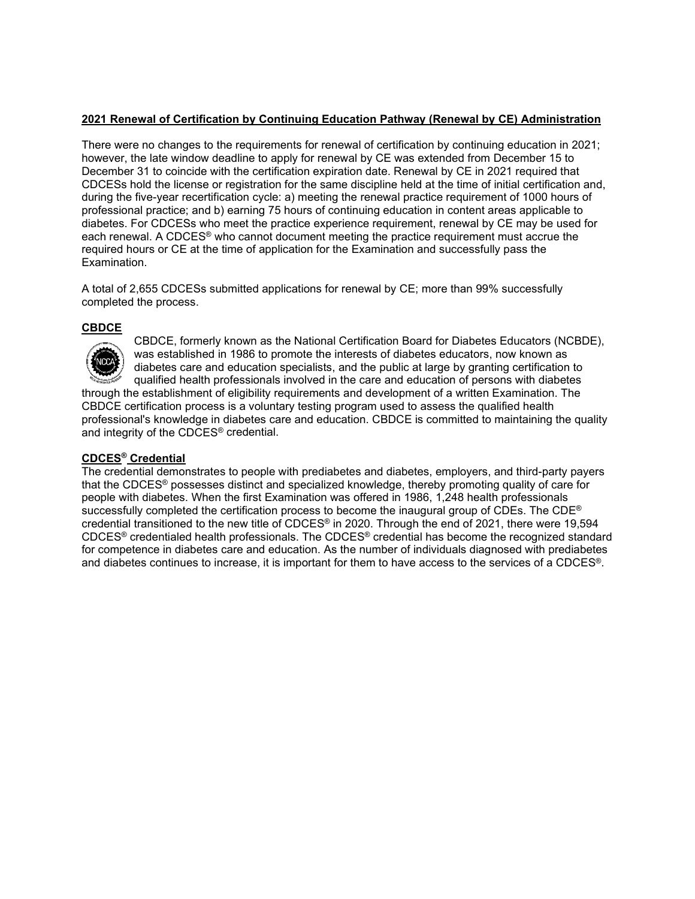**2021 Renewal of Certification by Continuing Education Pathway (Renewal by CE) Administration**

There were no changes to the requirements for renewal of certification by continuing education in 2021; however, the late window deadline to apply for renewal by CE was extended from December 15 to December 31 to coincide with the certification expiration date. Renewal by CE in 2021 required that CDCESs hold the license or registration for the same discipline held at the time of initial certification and, during the five-year recertification cycle: a) meeting the renewal practice requirement of 1000 hours of professional practice; and b) earning 75 hours of continuing education in content areas applicable to diabetes. For CDCESs who meet the practice experience requirement, renewal by CE may be used for each renewal. A CDCES® who cannot document meeting the practice requirement must accrue the required hours or CE at the time of application for the Examination and successfully pass the Examination.

A total of 2,655 CDCESs submitted applications for renewal by CE; more than 99% successfully completed the process.

**CBDCE**

CBDCE, formerly known as the National Certification Board for Diabetes Educators (NCBDE), was established in 1986 to promote the interests of diabetes educators, now known as diabetes care and education specialists, and the public at large by granting certification to qualified health professionals involved in the care and education of persons with diabetes through the establishment of eligibility requirements and development of a written Examination. The CBDCE certification process is a voluntary testing program used to assess the qualified health professional's knowledge in diabetes care and education. CBDCE is committed to maintaining the quality and integrity of the CDCES® credential.

**CDCES® Credential**

The credential demonstrates to people with prediabetes and diabetes, employers, and third-party payers that the CDCES® possesses distinct and specialized knowledge, thereby promoting quality of care for people with diabetes. When the first Examination was offered in 1986, 1,248 health professionals successfully completed the certification process to become the inaugural group of CDEs. The CDE® credential transitioned to the new title of CDCES® in 2020. Through the end of 2021, there were 19,594 CDCES® credentialed health professionals. The CDCES® credential has become the recognized standard for competence in diabetes care and education. As the number of individuals diagnosed with prediabetes and diabetes continues to increase, it is important for them to have access to the services of a CDCES®.